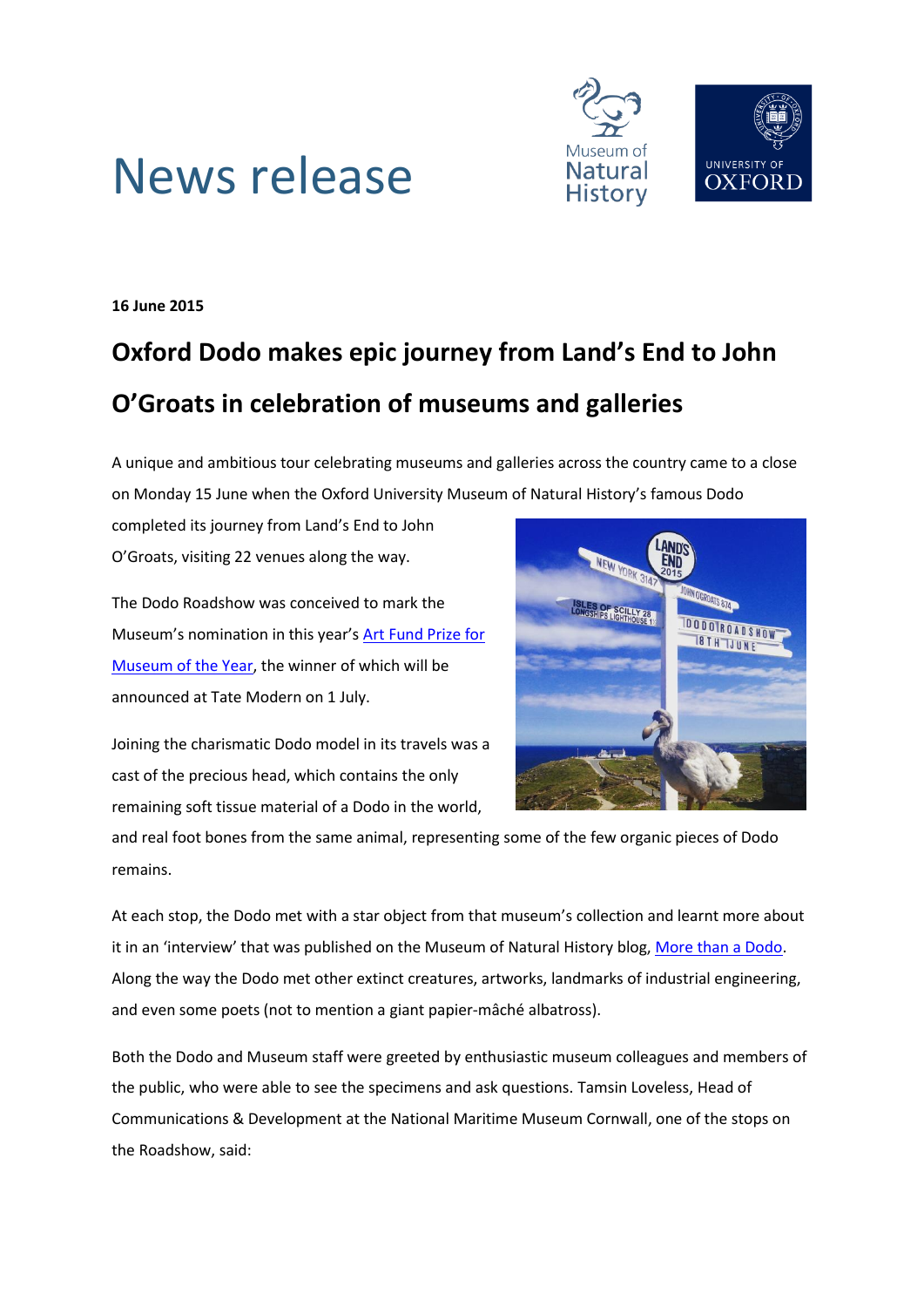# News release

**16 June 2015**

## Oxford Dodo makes epic journey from Land's End to John O'Groats in celebration of museums and galleries

A unique and ambitious tour celebrating museums and galleries across the country came to a close on Monday 15 June when the Oxford University Museum of Natural History's famous Dodo completed its journey from Land's End to John O'Groats, visiting 22 venues along the way.

The Dodo Roadshow was conceived to mark the Museum's nomination in this year's Art Fund Prize for Museum of the Year, the winner of which will be announced at Tate Modern on 1 July.

Joining the charismatic Dodo model in its travels was a cast of the precious head, which contains the only remaining soft tissue material of a Dodo in the world, and real foot bones from the same animal, representing some of the few organic pieces of Dodo remains.

At each stop, the Dodo met with a star object from that museum's collection and learnt more about it in an 'interview' that was published on the Museum of Natural History blog, More than a Dodo. Along the way the Dodo met other extinct creatures, artworks, landmarks of industrial engineering, and even some poets (not to mention a giant papier-mâché albatross).

Both the Dodo and Museum staff were greeted by enthusiastic museum colleagues and members of the public, who were able to see the specimens and ask questions. Tamsin Loveless, Head of Communications & Development at the National Maritime Museum Cornwall, one of the stops on the Roadshow, said: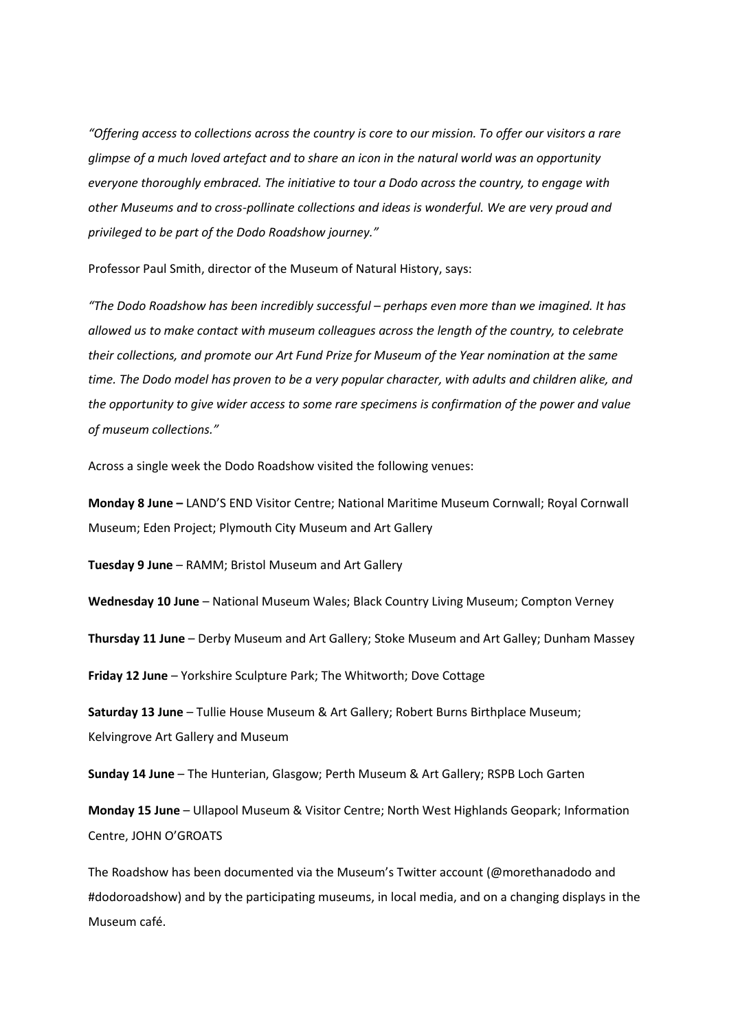*"Offering access to collections across the country is core to our mission. To offer our visitors a rare glimpse of a much loved artefact and to share an icon in the natural world was an opportunity everyone thoroughly embraced. The initiative to tour a Dodo across the country, to engage with other Museums and to cross-pollinate collections and ideas is wonderful. We are very proud and privileged to be part of the Dodo Roadshow journey."*

Professor Paul Smith, director of the Museum of Natural History, says:

*"The Dodo Roadshow has been incredibly successful – perhaps even more than we imagined. It has allowed us to make contact with museum colleagues across the length of the country, to celebrate their collections, and promote our Art Fund Prize for Museum of the Year nomination at the same time. The Dodo model has proven to be a very popular character, with adults and children alike, and the opportunity to give wider access to some rare specimens is confirmation of the power and value of museum collections."*

Across a single week the Dodo Roadshow visited the following venues:

**Monday 8 June –** LAND'S END Visitor Centre; National Maritime Museum Cornwall; Royal Cornwall Museum; Eden Project; Plymouth City Museum and Art Gallery

**Tuesday 9 June** – RAMM; Bristol Museum and Art Gallery

**Wednesday 10 June** – National Museum Wales; Black Country Living Museum; Compton Verney

**Thursday 11 June** – Derby Museum and Art Gallery; Stoke Museum and Art Galley; Dunham Massey

**Friday 12 June** – Yorkshire Sculpture Park; The Whitworth; Dove Cottage

**Saturday 13 June** – Tullie House Museum & Art Gallery; Robert Burns Birthplace Museum; Kelvingrove Art Gallery and Museum

**Sunday 14 June** – The Hunterian, Glasgow; Perth Museum & Art Gallery; RSPB Loch Garten

**Monday 15 June** – Ullapool Museum & Visitor Centre; North West Highlands Geopark; Information Centre, JOHN O'GROATS

The Roadshow has been documented via the Museum's Twitter account (@morethanadodo and #dodoroadshow) and by the participating museums, in local media, and on a changing displays in the Museum café.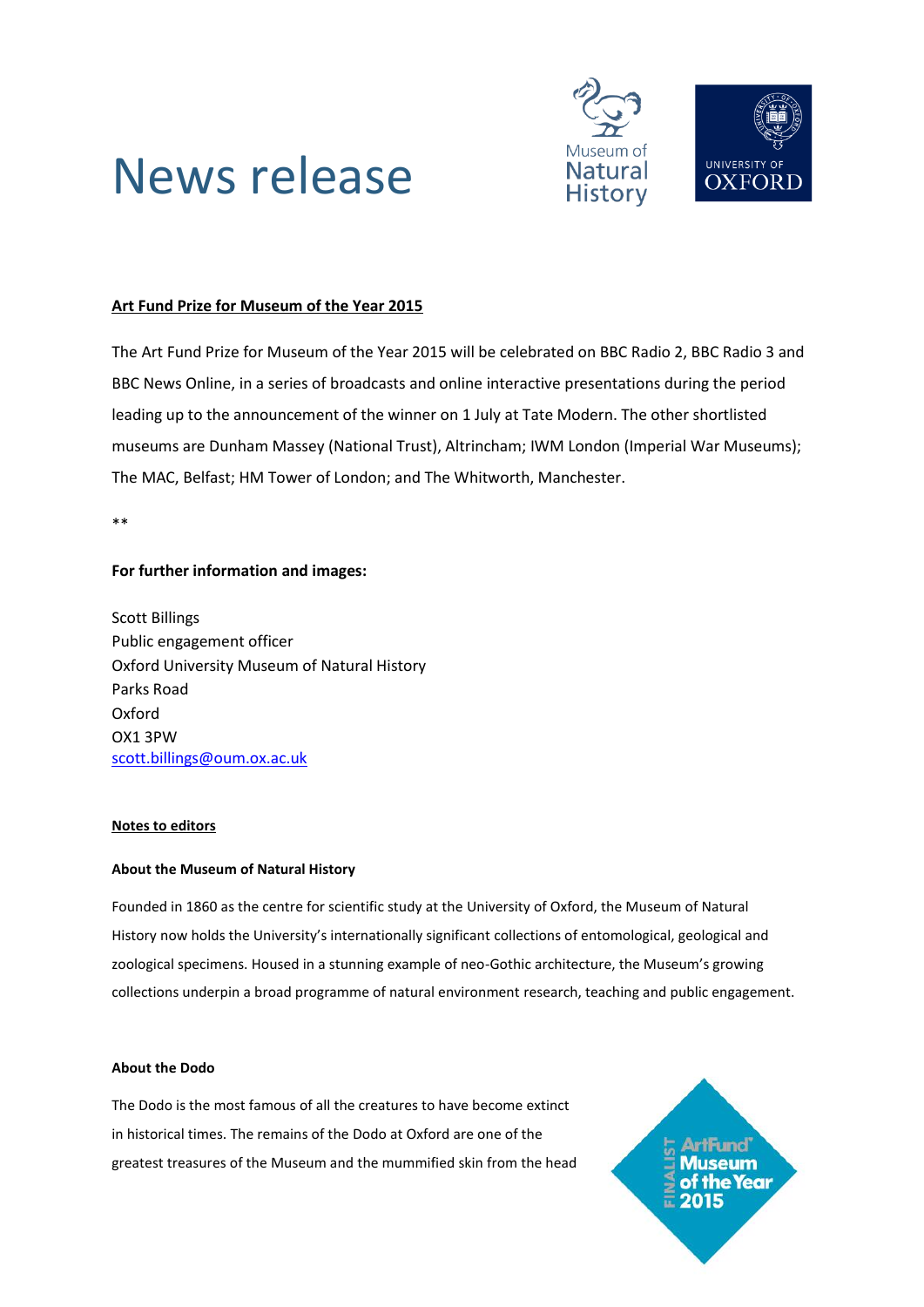# News release

**Art Fund Prize for Museum of the Year 2015**

The Art Fund Prize for Museum of the Year 2015 will be celebrated on BBC Radio 2, BBC Radio 3 and BBC News Online, in a series of broadcasts and online interactive presentations during the period leading up to the announcement of the winner on 1 July at Tate Modern. The other shortlisted museums are Dunham Massey (National Trust), Altrincham; IWM London (Imperial War Museums); The MAC, Belfast; HM Tower of London; and The Whitworth, Manchester.

**

**For further information and images:**

Scott Billings  
Public engagement officer  
Oxford University Museum of Natural History  
Parks Road  
Oxford  
OX1 3PW  
scott.billings@oum.ox.ac.uk

**Notes to editors**

**About the Museum of Natural History**

Founded in 1860 as the centre for scientific study at the University of Oxford, the Museum of Natural History now holds the University's internationally significant collections of entomological, geological and zoological specimens. Housed in a stunning example of neo-Gothic architecture, the Museum's growing collections underpin a broad programme of natural environment research, teaching and public engagement.

**About the Dodo**

The Dodo is the most famous of all the creatures to have become extinct in historical times. The remains of the Dodo at Oxford are one of the greatest treasures of the Museum and the mummified skin from the head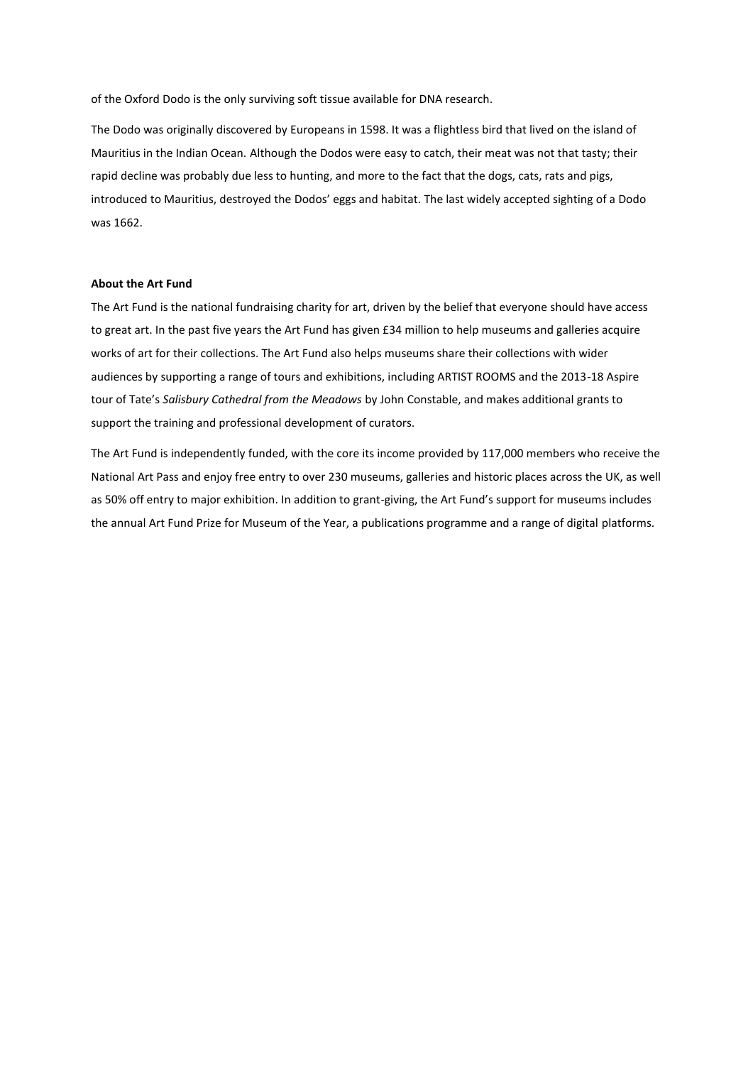of the Oxford Dodo is the only surviving soft tissue available for DNA research.

The Dodo was originally discovered by Europeans in 1598. It was a flightless bird that lived on the island of Mauritius in the Indian Ocean. Although the Dodos were easy to catch, their meat was not that tasty; their rapid decline was probably due less to hunting, and more to the fact that the dogs, cats, rats and pigs, introduced to Mauritius, destroyed the Dodos' eggs and habitat. The last widely accepted sighting of a Dodo was 1662.

**About the Art Fund**

The Art Fund is the national fundraising charity for art, driven by the belief that everyone should have access to great art. In the past five years the Art Fund has given £34 million to help museums and galleries acquire works of art for their collections. The Art Fund also helps museums share their collections with wider audiences by supporting a range of tours and exhibitions, including ARTIST ROOMS and the 2013-18 Aspire tour of Tate's *Salisbury Cathedral from the Meadows* by John Constable, and makes additional grants to support the training and professional development of curators.

The Art Fund is independently funded, with the core its income provided by 117,000 members who receive the National Art Pass and enjoy free entry to over 230 museums, galleries and historic places across the UK, as well as 50% off entry to major exhibition. In addition to grant-giving, the Art Fund's support for museums includes the annual Art Fund Prize for Museum of the Year, a publications programme and a range of digital platforms.